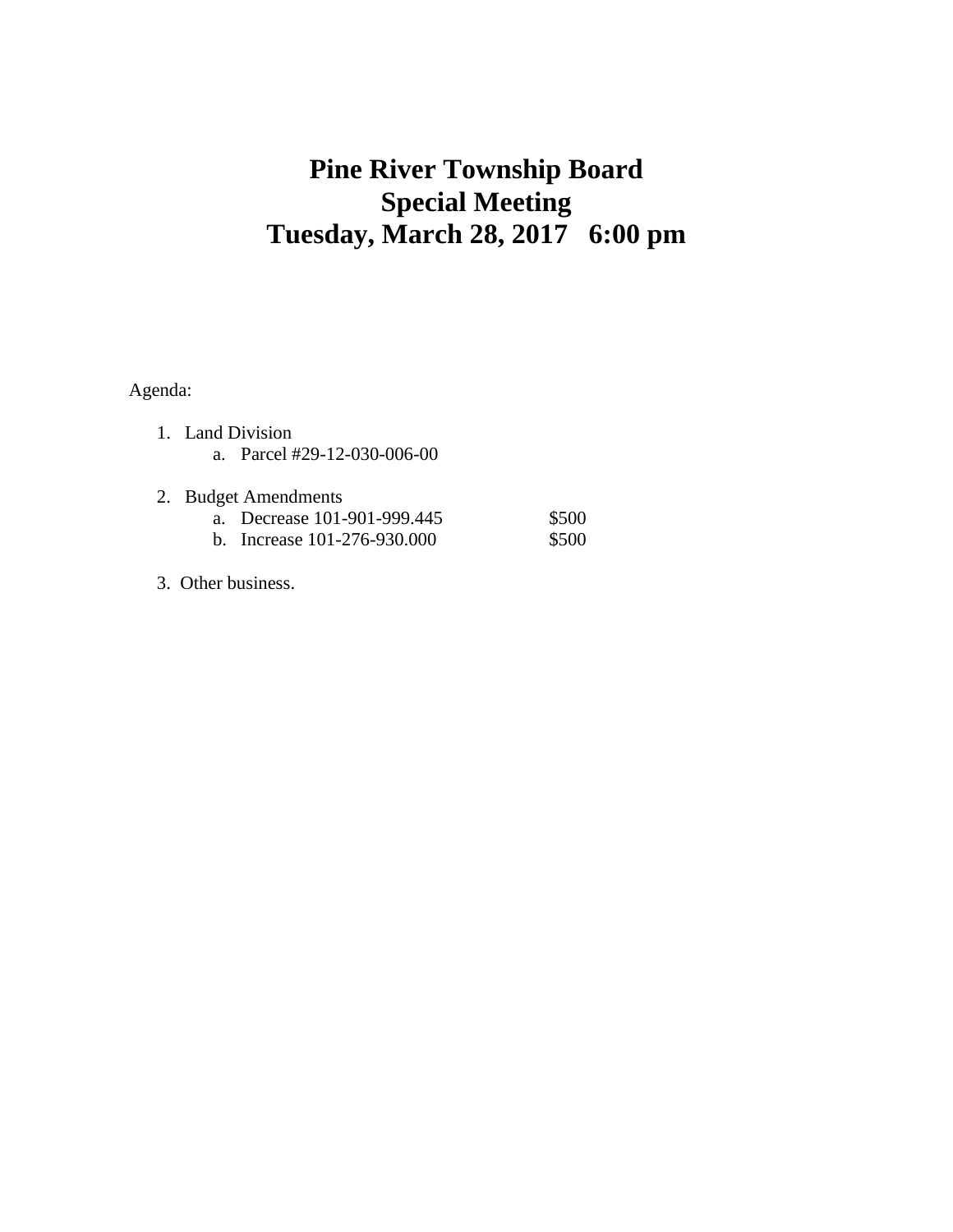# Pine River Township Board
# Special Meeting
# Tuesday, March 28, 2017 6:00 pm

Agenda:

1. Land Division
   a. Parcel #29-12-030-006-00

2. Budget Amendments
   a. Decrease 101-901-999.445 $500
   b. Increase 101-276-930.000 $500

3. Other business.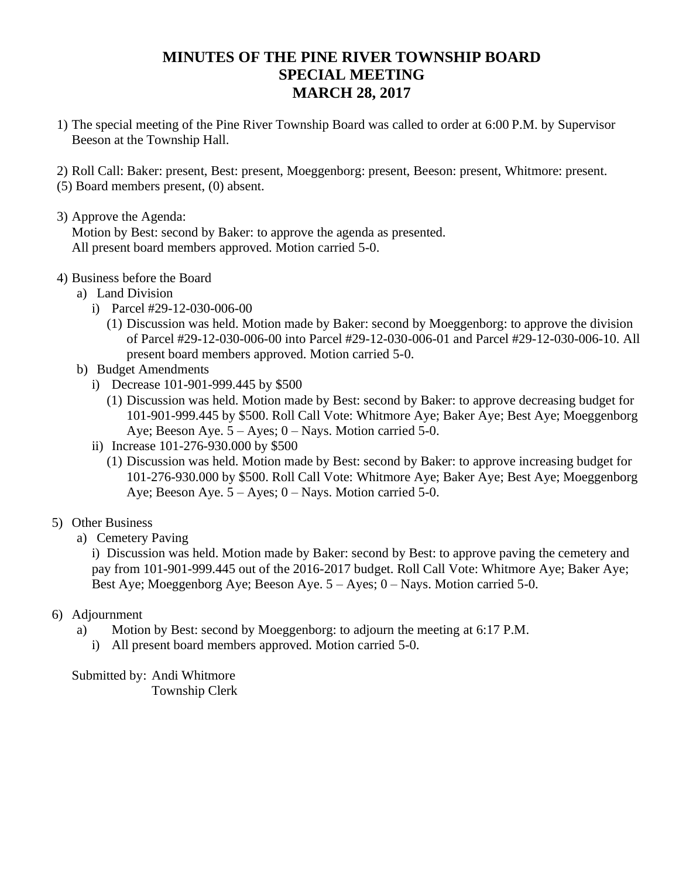# MINUTES OF THE PINE RIVER TOWNSHIP BOARD
# SPECIAL MEETING
# MARCH 28, 2017

1) The special meeting of the Pine River Township Board was called to order at 6:00 P.M. by Supervisor Beeson at the Township Hall.

2) Roll Call: Baker: present, Best: present, Moeggenborg: present, Beeson: present, Whitmore: present.
(5) Board members present, (0) absent.

3) Approve the Agenda:
   Motion by Best: second by Baker: to approve the agenda as presented.
   All present board members approved. Motion carried 5-0.

4) Business before the Board
   a) Land Division
      i) Parcel #29-12-030-006-00
         (1) Discussion was held. Motion made by Baker: second by Moeggenborg: to approve the division of Parcel #29-12-030-006-00 into Parcel #29-12-030-006-01 and Parcel #29-12-030-006-10. All present board members approved. Motion carried 5-0.
   b) Budget Amendments
      i) Decrease 101-901-999.445 by $500
         (1) Discussion was held. Motion made by Best: second by Baker: to approve decreasing budget for 101-901-999.445 by $500. Roll Call Vote: Whitmore Aye; Baker Aye; Best Aye; Moeggenborg Aye; Beeson Aye. 5 – Ayes; 0 – Nays. Motion carried 5-0.
      ii) Increase 101-276-930.000 by $500
         (1) Discussion was held. Motion made by Best: second by Baker: to approve increasing budget for 101-276-930.000 by $500. Roll Call Vote: Whitmore Aye; Baker Aye; Best Aye; Moeggenborg Aye; Beeson Aye. 5 – Ayes; 0 – Nays. Motion carried 5-0.

5) Other Business
   a) Cemetery Paving
      i) Discussion was held. Motion made by Baker: second by Best: to approve paving the cemetery and pay from 101-901-999.445 out of the 2016-2017 budget. Roll Call Vote: Whitmore Aye; Baker Aye; Best Aye; Moeggenborg Aye; Beeson Aye. 5 – Ayes; 0 – Nays. Motion carried 5-0.

6) Adjournment
   a) Motion by Best: second by Moeggenborg: to adjourn the meeting at 6:17 P.M.
      i) All present board members approved. Motion carried 5-0.

Submitted by: Andi Whitmore
Township Clerk